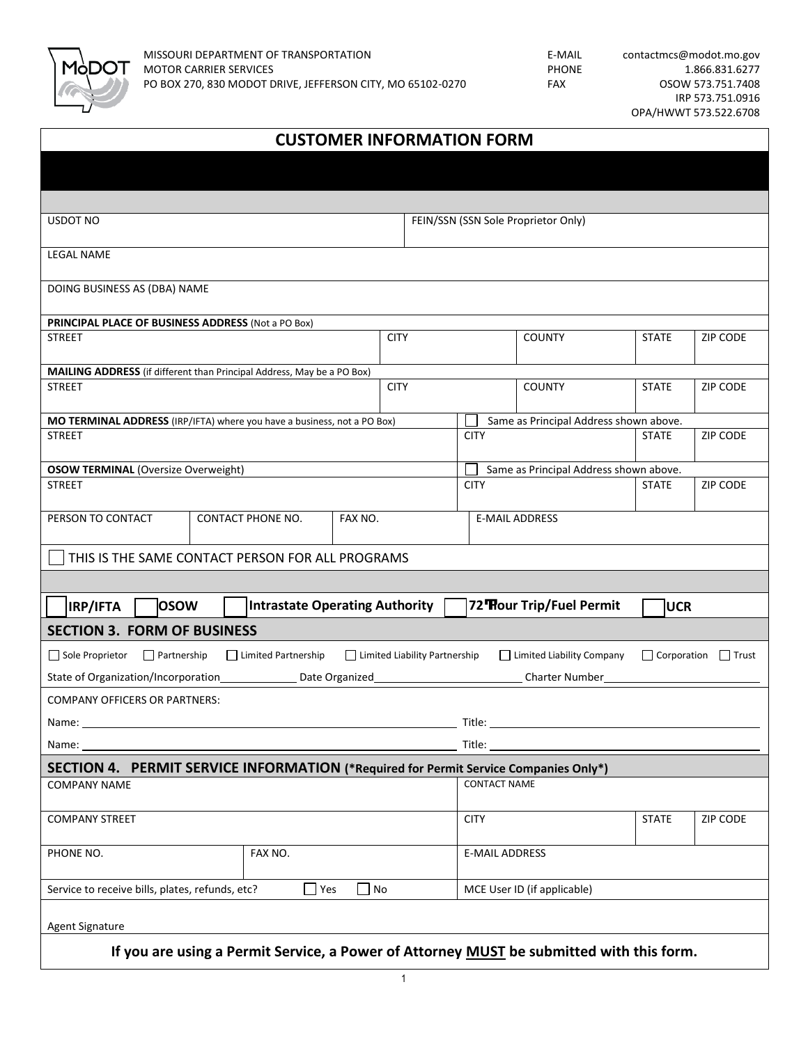MISSOURI DEPARTMENT OF TRANSPORTATION
MOTOR CARRIER SERVICES
PO BOX 270, 830 MODOT DRIVE, JEFFERSON CITY, MO 65102-0270

E-MAIL contactmcs@modot.mo.gov
PHONE 1.866.831.6277
FAX OSOW 573.751.7408
IRP 573.751.0916
OPA/HWWT 573.522.6708

# CUSTOMER INFORMATION FORM

| USDOT NO | | | FEIN/SSN (SSN Sole Proprietor Only) | | |
|---|---|---|---|---|---|
| LEGAL NAME | | | | | |
| DOING BUSINESS AS (DBA) NAME | | | | | |
| **PRINCIPAL PLACE OF BUSINESS ADDRESS** (Not a PO Box) | | | | | |
| STREET | | CITY | COUNTY | STATE | ZIP CODE |
| **MAILING ADDRESS** (if different than Principal Address, May be a PO Box) | | | | | |
| STREET | | CITY | COUNTY | STATE | ZIP CODE |
| **MO TERMINAL ADDRESS** (IRP/IFTA) where you have a business, not a PO Box) | | | ☐ Same as Principal Address shown above. | | |
| STREET | | | CITY | STATE | ZIP CODE |
| **OSOW TERMINAL** (Oversize Overweight) | | | ☐ Same as Principal Address shown above. | | |
| STREET | | | CITY | STATE | ZIP CODE |
| PERSON TO CONTACT | CONTACT PHONE NO. | FAX NO. | E-MAIL ADDRESS | | |

☐ THIS IS THE SAME CONTACT PERSON FOR ALL PROGRAMS

☐ **IRP/IFTA** ☐ **OSOW** ☐ **Intrastate Operating Authority** ☐ **72 Hour Trip/Fuel Permit** ☐ **UCR**

## SECTION 3. FORM OF BUSINESS

☐ Sole Proprietor ☐ Partnership ☐ Limited Partnership ☐ Limited Liability Partnership ☐ Limited Liability Company ☐ Corporation ☐ Trust

State of Organization/Incorporation\_\_\_\_\_\_\_\_\_\_ Date Organized\_\_\_\_\_\_\_\_\_\_ Charter Number\_\_\_\_\_\_\_\_\_\_

COMPANY OFFICERS OR PARTNERS:

Name: \_\_\_\_\_\_\_\_\_\_\_\_\_\_\_\_\_\_\_\_ Title: \_\_\_\_\_\_\_\_\_\_\_\_\_\_\_\_\_\_\_\_

Name: \_\_\_\_\_\_\_\_\_\_\_\_\_\_\_\_\_\_\_\_ Title: \_\_\_\_\_\_\_\_\_\_\_\_\_\_\_\_\_\_\_\_

## SECTION 4. PERMIT SERVICE INFORMATION (*Required for Permit Service Companies Only*)

| COMPANY NAME | | CONTACT NAME | | |
|---|---|---|---|---|
| COMPANY STREET | | CITY | STATE | ZIP CODE |
| PHONE NO. | FAX NO. | E-MAIL ADDRESS | | |
| Service to receive bills, plates, refunds, etc? ☐ Yes ☐ No | | MCE User ID (if applicable) | | |
| Agent Signature | | | | |

**If you are using a Permit Service, a Power of Attorney MUST be submitted with this form.**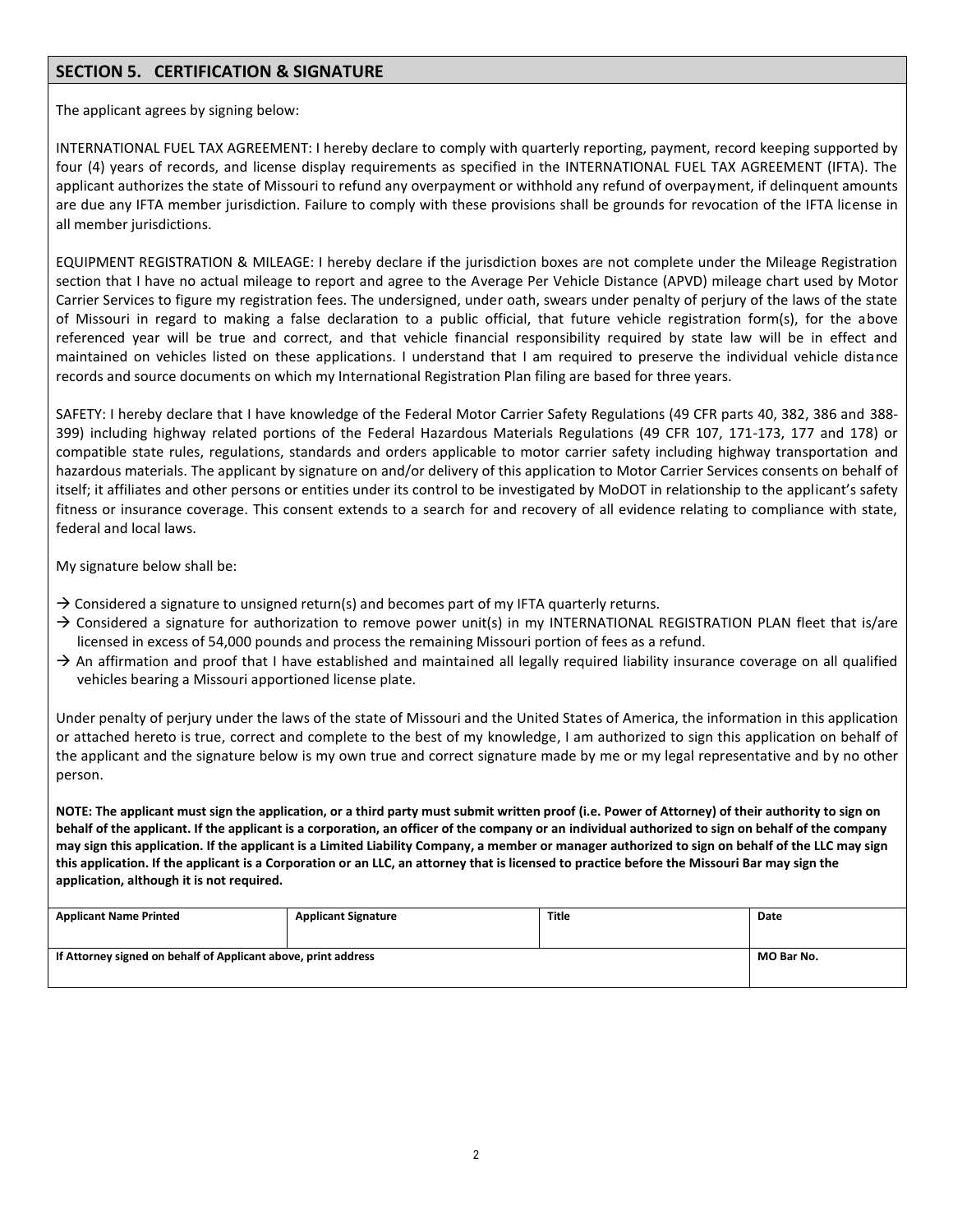## SECTION 5. CERTIFICATION & SIGNATURE

The applicant agrees by signing below:

INTERNATIONAL FUEL TAX AGREEMENT: I hereby declare to comply with quarterly reporting, payment, record keeping supported by four (4) years of records, and license display requirements as specified in the INTERNATIONAL FUEL TAX AGREEMENT (IFTA). The applicant authorizes the state of Missouri to refund any overpayment or withhold any refund of overpayment, if delinquent amounts are due any IFTA member jurisdiction. Failure to comply with these provisions shall be grounds for revocation of the IFTA license in all member jurisdictions.

EQUIPMENT REGISTRATION & MILEAGE: I hereby declare if the jurisdiction boxes are not complete under the Mileage Registration section that I have no actual mileage to report and agree to the Average Per Vehicle Distance (APVD) mileage chart used by Motor Carrier Services to figure my registration fees. The undersigned, under oath, swears under penalty of perjury of the laws of the state of Missouri in regard to making a false declaration to a public official, that future vehicle registration form(s), for the above referenced year will be true and correct, and that vehicle financial responsibility required by state law will be in effect and maintained on vehicles listed on these applications. I understand that I am required to preserve the individual vehicle distance records and source documents on which my International Registration Plan filing are based for three years.

SAFETY: I hereby declare that I have knowledge of the Federal Motor Carrier Safety Regulations (49 CFR parts 40, 382, 386 and 388-399) including highway related portions of the Federal Hazardous Materials Regulations (49 CFR 107, 171-173, 177 and 178) or compatible state rules, regulations, standards and orders applicable to motor carrier safety including highway transportation and hazardous materials. The applicant by signature on and/or delivery of this application to Motor Carrier Services consents on behalf of itself; it affiliates and other persons or entities under its control to be investigated by MoDOT in relationship to the applicant's safety fitness or insurance coverage. This consent extends to a search for and recovery of all evidence relating to compliance with state, federal and local laws.

My signature below shall be:

- → Considered a signature to unsigned return(s) and becomes part of my IFTA quarterly returns.
- → Considered a signature for authorization to remove power unit(s) in my INTERNATIONAL REGISTRATION PLAN fleet that is/are licensed in excess of 54,000 pounds and process the remaining Missouri portion of fees as a refund.
- → An affirmation and proof that I have established and maintained all legally required liability insurance coverage on all qualified vehicles bearing a Missouri apportioned license plate.

Under penalty of perjury under the laws of the state of Missouri and the United States of America, the information in this application or attached hereto is true, correct and complete to the best of my knowledge, I am authorized to sign this application on behalf of the applicant and the signature below is my own true and correct signature made by me or my legal representative and by no other person.

**NOTE: The applicant must sign the application, or a third party must submit written proof (i.e. Power of Attorney) of their authority to sign on behalf of the applicant. If the applicant is a corporation, an officer of the company or an individual authorized to sign on behalf of the company may sign this application. If the applicant is a Limited Liability Company, a member or manager authorized to sign on behalf of the LLC may sign this application. If the applicant is a Corporation or an LLC, an attorney that is licensed to practice before the Missouri Bar may sign the application, although it is not required.**

| Applicant Name Printed | Applicant Signature | Title | Date |
|---|---|---|---|
| | | | |

| If Attorney signed on behalf of Applicant above, print address | MO Bar No. |
|---|---|
| | |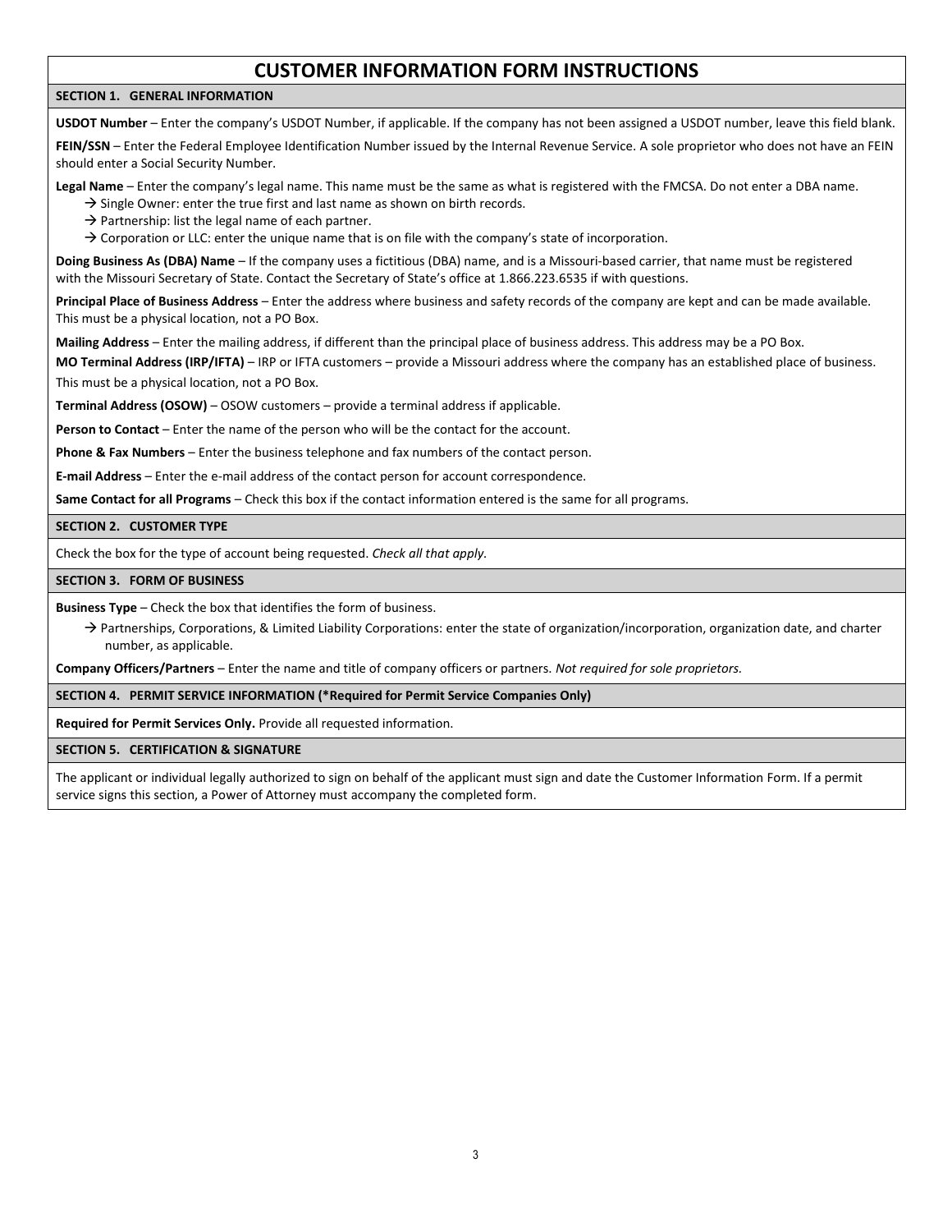# CUSTOMER INFORMATION FORM INSTRUCTIONS

## SECTION 1. GENERAL INFORMATION

**USDOT Number** – Enter the company's USDOT Number, if applicable. If the company has not been assigned a USDOT number, leave this field blank.

**FEIN/SSN** – Enter the Federal Employee Identification Number issued by the Internal Revenue Service. A sole proprietor who does not have an FEIN should enter a Social Security Number.

**Legal Name** – Enter the company's legal name. This name must be the same as what is registered with the FMCSA. Do not enter a DBA name.

- → Single Owner: enter the true first and last name as shown on birth records.
- → Partnership: list the legal name of each partner.
- → Corporation or LLC: enter the unique name that is on file with the company's state of incorporation.

**Doing Business As (DBA) Name** – If the company uses a fictitious (DBA) name, and is a Missouri-based carrier, that name must be registered with the Missouri Secretary of State. Contact the Secretary of State's office at 1.866.223.6535 if with questions.

**Principal Place of Business Address** – Enter the address where business and safety records of the company are kept and can be made available. This must be a physical location, not a PO Box.

**Mailing Address** – Enter the mailing address, if different than the principal place of business address. This address may be a PO Box.

**MO Terminal Address (IRP/IFTA)** – IRP or IFTA customers – provide a Missouri address where the company has an established place of business. This must be a physical location, not a PO Box.

**Terminal Address (OSOW)** – OSOW customers – provide a terminal address if applicable.

**Person to Contact** – Enter the name of the person who will be the contact for the account.

**Phone & Fax Numbers** – Enter the business telephone and fax numbers of the contact person.

**E-mail Address** – Enter the e-mail address of the contact person for account correspondence.

**Same Contact for all Programs** – Check this box if the contact information entered is the same for all programs.

## SECTION 2. CUSTOMER TYPE

Check the box for the type of account being requested. *Check all that apply.*

## SECTION 3. FORM OF BUSINESS

**Business Type** – Check the box that identifies the form of business.

- → Partnerships, Corporations, & Limited Liability Corporations: enter the state of organization/incorporation, organization date, and charter number, as applicable.

**Company Officers/Partners** – Enter the name and title of company officers or partners. *Not required for sole proprietors.*

## SECTION 4. PERMIT SERVICE INFORMATION (*Required for Permit Service Companies Only)

**Required for Permit Services Only.** Provide all requested information.

## SECTION 5. CERTIFICATION & SIGNATURE

The applicant or individual legally authorized to sign on behalf of the applicant must sign and date the Customer Information Form. If a permit service signs this section, a Power of Attorney must accompany the completed form.